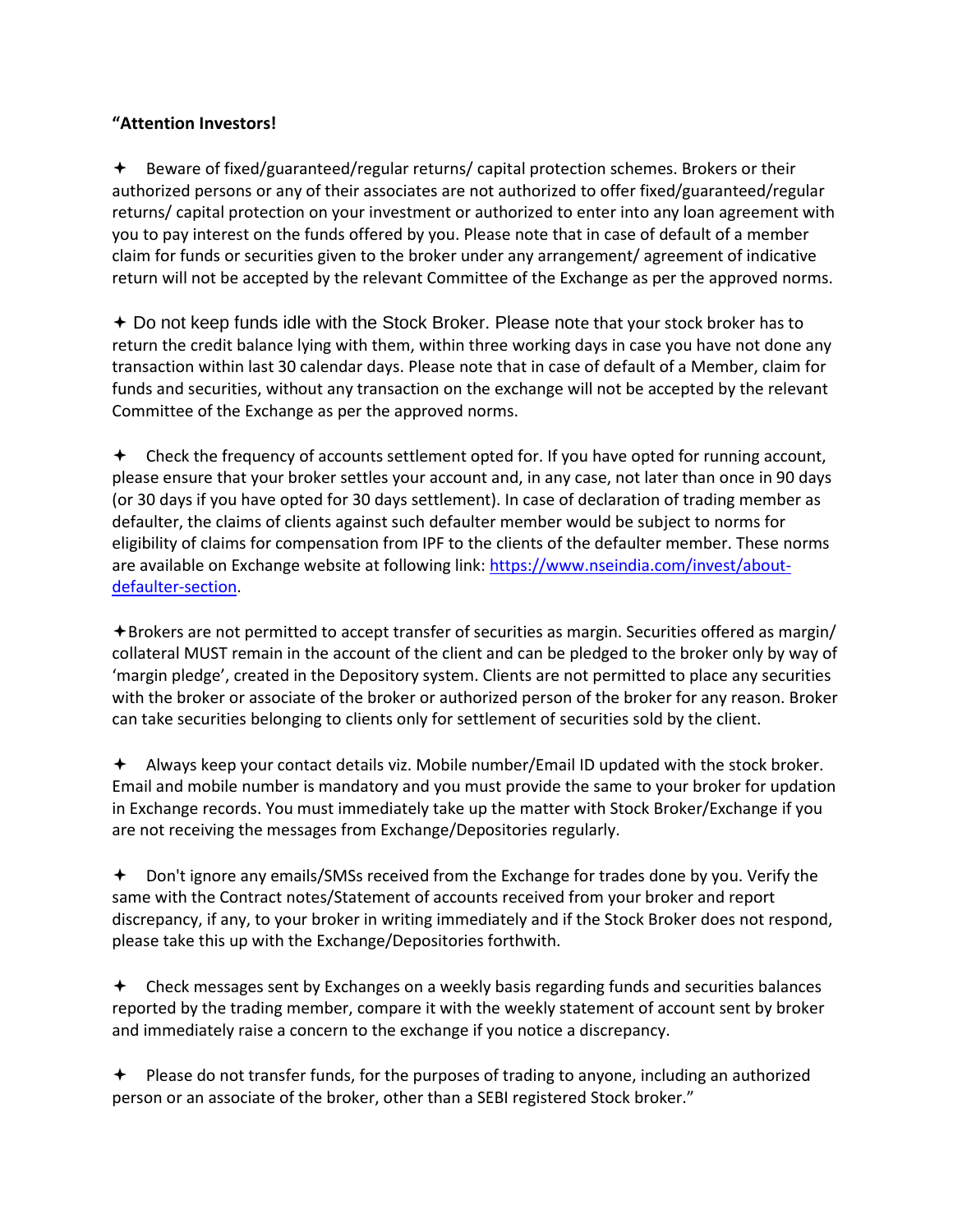**“Attention Investors!**

✦ Beware of fixed/guaranteed/regular returns/ capital protection schemes. Brokers or their authorized persons or any of their associates are not authorized to offer fixed/guaranteed/regular returns/ capital protection on your investment or authorized to enter into any loan agreement with you to pay interest on the funds offered by you. Please note that in case of default of a member claim for funds or securities given to the broker under any arrangement/ agreement of indicative return will not be accepted by the relevant Committee of the Exchange as per the approved norms.

✦ Do not keep funds idle with the Stock Broker. Please note that your stock broker has to return the credit balance lying with them, within three working days in case you have not done any transaction within last 30 calendar days. Please note that in case of default of a Member, claim for funds and securities, without any transaction on the exchange will not be accepted by the relevant Committee of the Exchange as per the approved norms.

✦ Check the frequency of accounts settlement opted for. If you have opted for running account, please ensure that your broker settles your account and, in any case, not later than once in 90 days (or 30 days if you have opted for 30 days settlement). In case of declaration of trading member as defaulter, the claims of clients against such defaulter member would be subject to norms for eligibility of claims for compensation from IPF to the clients of the defaulter member. These norms are available on Exchange website at following link: [https://www.nseindia.com/invest/about-defaulter-section](https://www.nseindia.com/invest/about-defaulter-section).

✦ Brokers are not permitted to accept transfer of securities as margin. Securities offered as margin/ collateral MUST remain in the account of the client and can be pledged to the broker only by way of ‘margin pledge’, created in the Depository system. Clients are not permitted to place any securities with the broker or associate of the broker or authorized person of the broker for any reason. Broker can take securities belonging to clients only for settlement of securities sold by the client.

✦ Always keep your contact details viz. Mobile number/Email ID updated with the stock broker. Email and mobile number is mandatory and you must provide the same to your broker for updation in Exchange records. You must immediately take up the matter with Stock Broker/Exchange if you are not receiving the messages from Exchange/Depositories regularly.

✦ Don't ignore any emails/SMSs received from the Exchange for trades done by you. Verify the same with the Contract notes/Statement of accounts received from your broker and report discrepancy, if any, to your broker in writing immediately and if the Stock Broker does not respond, please take this up with the Exchange/Depositories forthwith.

✦ Check messages sent by Exchanges on a weekly basis regarding funds and securities balances reported by the trading member, compare it with the weekly statement of account sent by broker and immediately raise a concern to the exchange if you notice a discrepancy.

✦ Please do not transfer funds, for the purposes of trading to anyone, including an authorized person or an associate of the broker, other than a SEBI registered Stock broker.”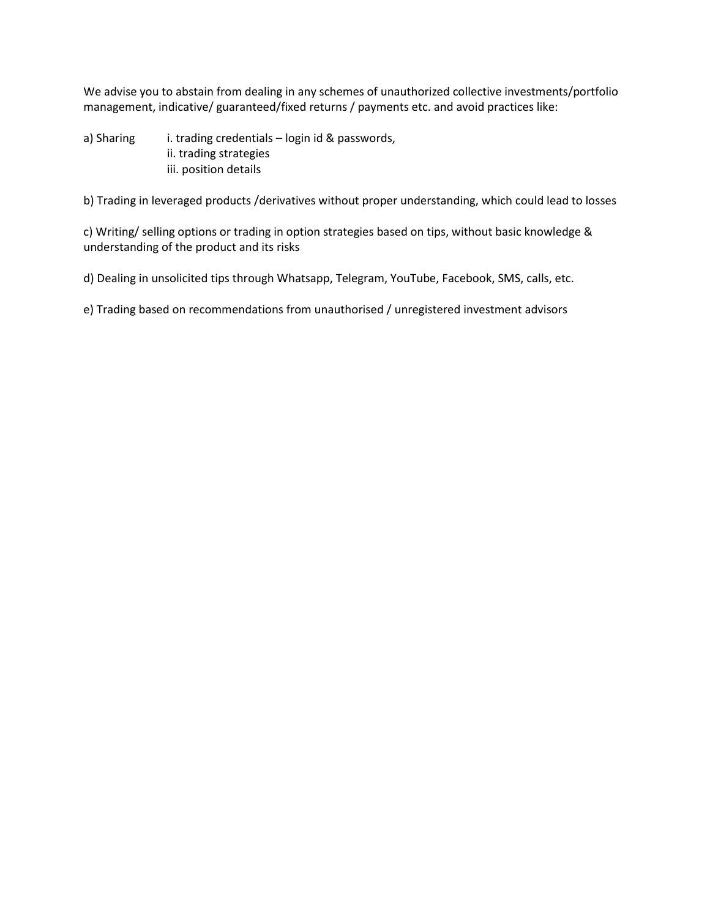We advise you to abstain from dealing in any schemes of unauthorized collective investments/portfolio management, indicative/ guaranteed/fixed returns / payments etc. and avoid practices like:

a) Sharing
   - i. trading credentials – login id & passwords,
   - ii. trading strategies
   - iii. position details

b) Trading in leveraged products /derivatives without proper understanding, which could lead to losses

c) Writing/ selling options or trading in option strategies based on tips, without basic knowledge & understanding of the product and its risks

d) Dealing in unsolicited tips through Whatsapp, Telegram, YouTube, Facebook, SMS, calls, etc.

e) Trading based on recommendations from unauthorised / unregistered investment advisors